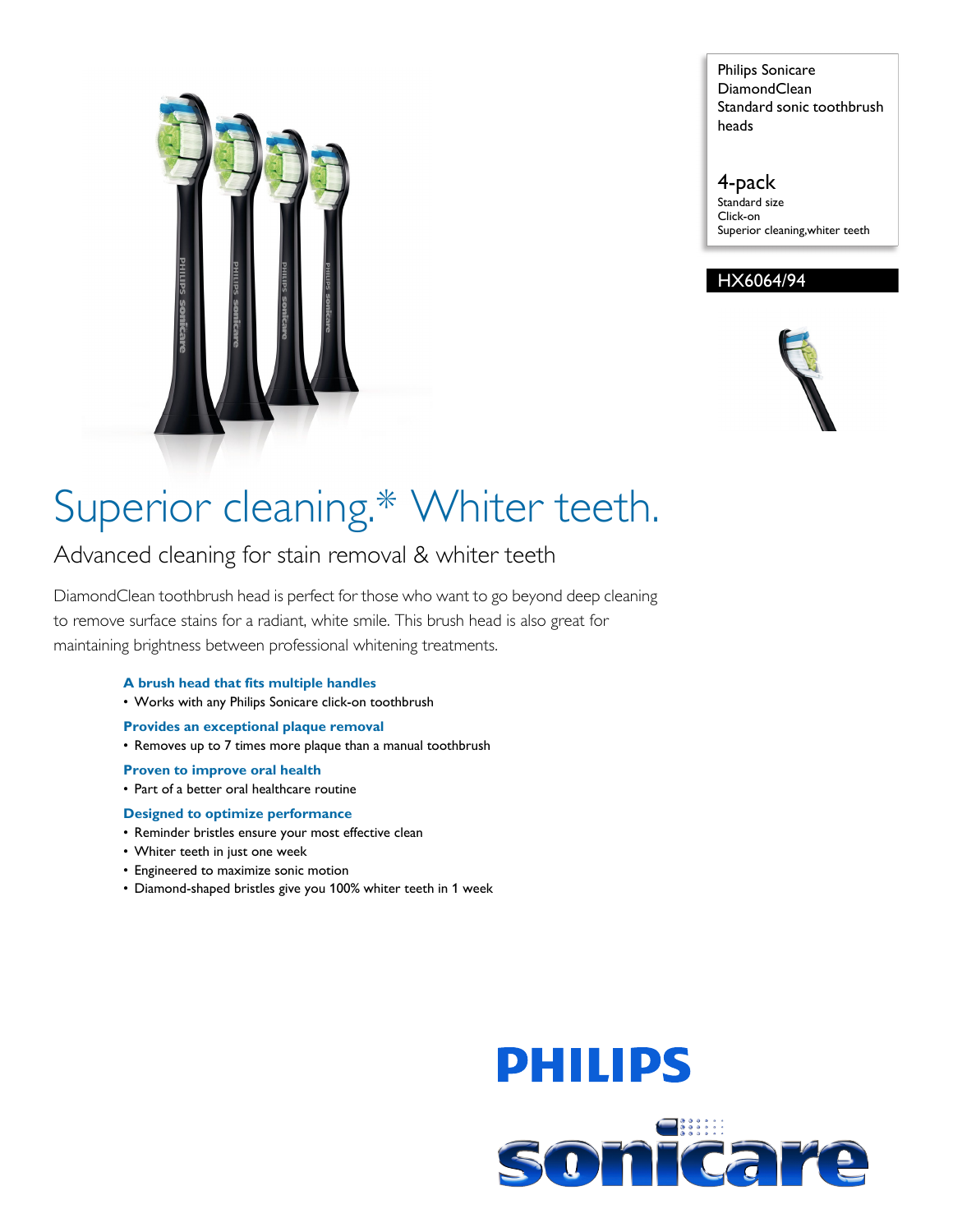Philips Sonicare
DiamondClean
Standard sonic toothbrush heads

4-pack
Standard size
Click-on
Superior cleaning,whiter teeth

**HX6064/94**

# Superior cleaning.* Whiter teeth.

## Advanced cleaning for stain removal & whiter teeth

DiamondClean toothbrush head is perfect for those who want to go beyond deep cleaning to remove surface stains for a radiant, white smile. This brush head is also great for maintaining brightness between professional whitening treatments.

**A brush head that fits multiple handles**

- Works with any Philips Sonicare click-on toothbrush

**Provides an exceptional plaque removal**

- Removes up to 7 times more plaque than a manual toothbrush

**Proven to improve oral health**

- Part of a better oral healthcare routine

**Designed to optimize performance**

- Reminder bristles ensure your most effective clean
- Whiter teeth in just one week
- Engineered to maximize sonic motion
- Diamond-shaped bristles give you 100% whiter teeth in 1 week

PHILIPS

sonicare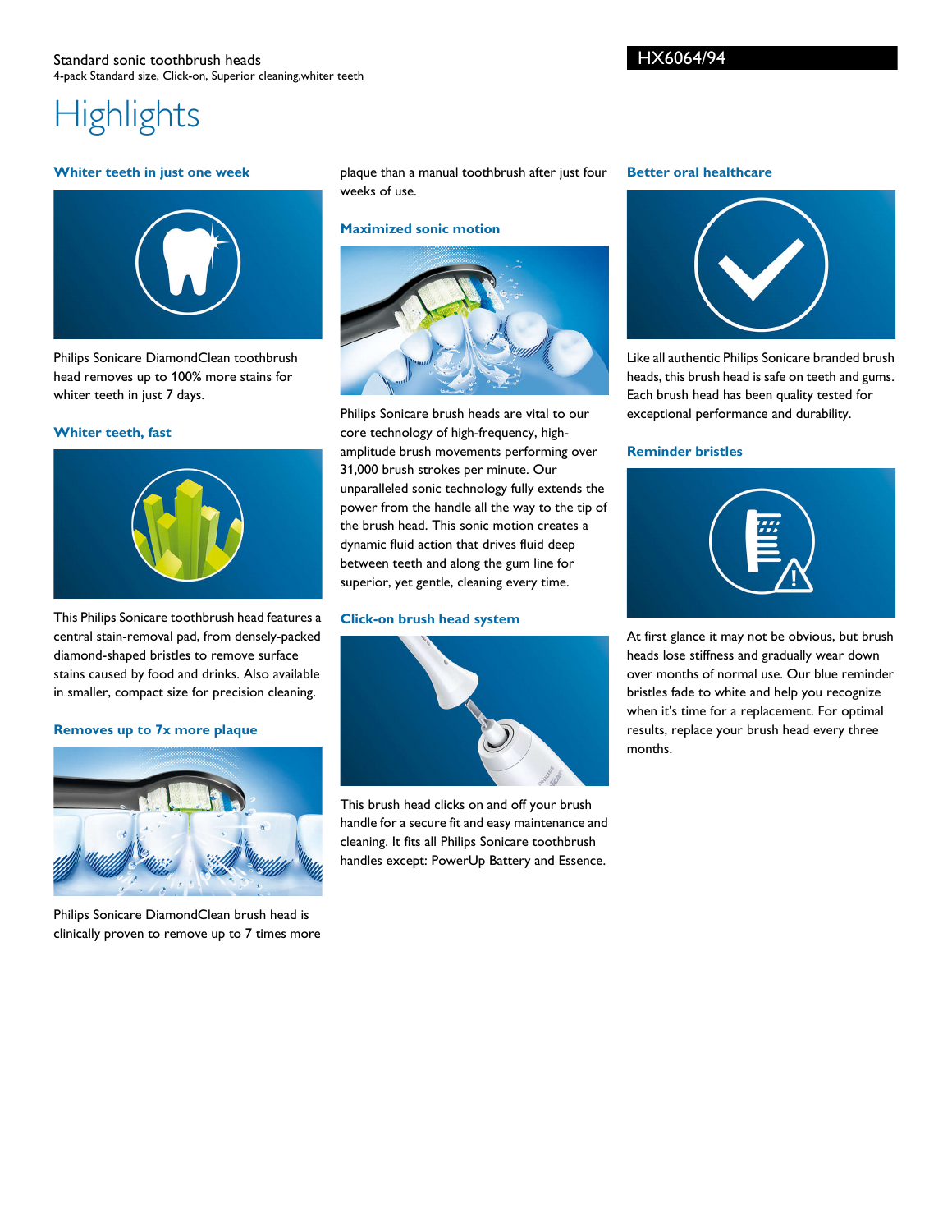Standard sonic toothbrush heads
4-pack Standard size, Click-on, Superior cleaning,whiter teeth

HX6064/94

# Highlights

### Whiter teeth in just one week

Philips Sonicare DiamondClean toothbrush head removes up to 100% more stains for whiter teeth in just 7 days.

### Whiter teeth, fast

This Philips Sonicare toothbrush head features a central stain-removal pad, from densely-packed diamond-shaped bristles to remove surface stains caused by food and drinks. Also available in smaller, compact size for precision cleaning.

### Removes up to 7x more plaque

Philips Sonicare DiamondClean brush head is clinically proven to remove up to 7 times more plaque than a manual toothbrush after just four weeks of use.

### Maximized sonic motion

Philips Sonicare brush heads are vital to our core technology of high-frequency, high-amplitude brush movements performing over 31,000 brush strokes per minute. Our unparalleled sonic technology fully extends the power from the handle all the way to the tip of the brush head. This sonic motion creates a dynamic fluid action that drives fluid deep between teeth and along the gum line for superior, yet gentle, cleaning every time.

### Click-on brush head system

This brush head clicks on and off your brush handle for a secure fit and easy maintenance and cleaning. It fits all Philips Sonicare toothbrush handles except: PowerUp Battery and Essence.

### Better oral healthcare

Like all authentic Philips Sonicare branded brush heads, this brush head is safe on teeth and gums. Each brush head has been quality tested for exceptional performance and durability.

### Reminder bristles

At first glance it may not be obvious, but brush heads lose stiffness and gradually wear down over months of normal use. Our blue reminder bristles fade to white and help you recognize when it's time for a replacement. For optimal results, replace your brush head every three months.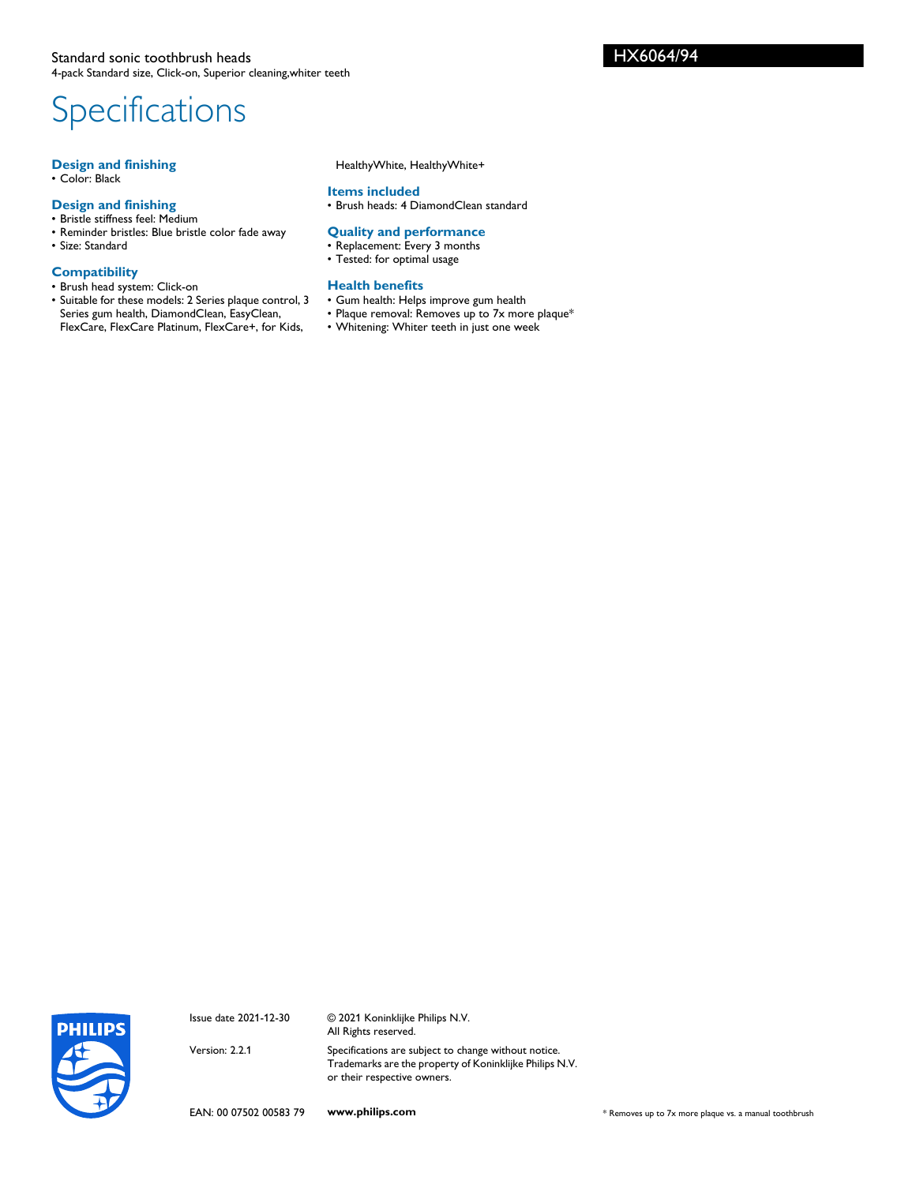Standard sonic toothbrush heads

4-pack Standard size, Click-on, Superior cleaning,whiter teeth

HX6064/94

# Specifications

### Design and finishing

- Color: Black

### Design and finishing

- Bristle stiffness feel: Medium
- Reminder bristles: Blue bristle color fade away
- Size: Standard

### Compatibility

- Brush head system: Click-on
- Suitable for these models: 2 Series plaque control, 3 Series gum health, DiamondClean, EasyClean, FlexCare, FlexCare Platinum, FlexCare+, for Kids, HealthyWhite, HealthyWhite+

### Items included

- Brush heads: 4 DiamondClean standard

### Quality and performance

- Replacement: Every 3 months
- Tested: for optimal usage

### Health benefits

- Gum health: Helps improve gum health
- Plaque removal: Removes up to 7x more plaque*
- Whitening: Whiter teeth in just one week

Issue date 2021-12-30

Version: 2.2.1

EAN: 00 07502 00583 79

© 2021 Koninklijke Philips N.V.
All Rights reserved.

Specifications are subject to change without notice. Trademarks are the property of Koninklijke Philips N.V. or their respective owners.

**www.philips.com**

* Removes up to 7x more plaque vs. a manual toothbrush